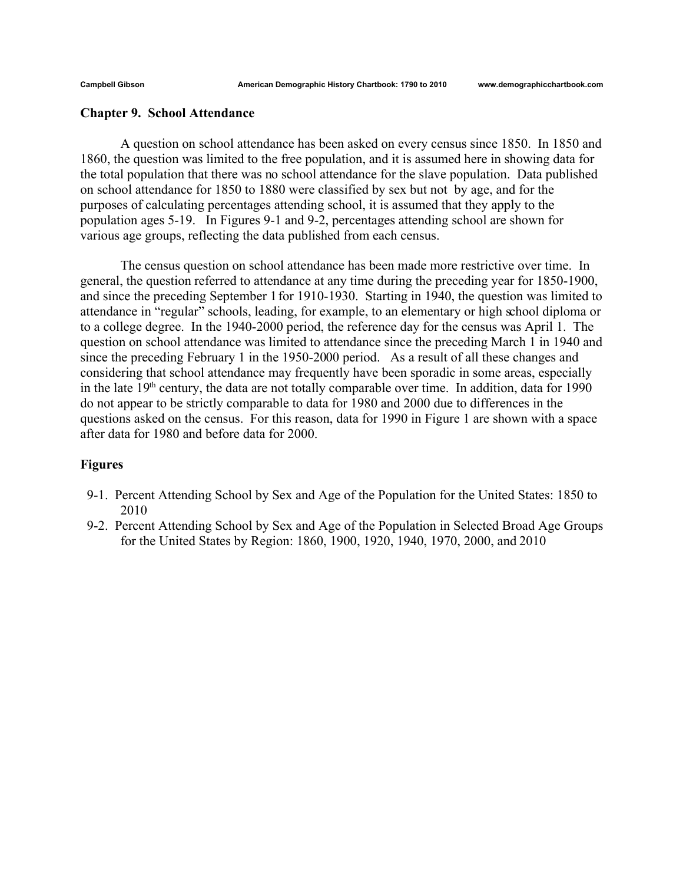## Chapter 9. School Attendance

A question on school attendance has been asked on every census since 1850. In 1850 and 1860, the question was limited to the free population, and it is assumed here in showing data for the total population that there was no school attendance for the slave population. Data published on school attendance for 1850 to 1880 were classified by sex but not by age, and for the purposes of calculating percentages attending school, it is assumed that they apply to the population ages 5-19. In Figures 9-1 and 9-2, percentages attending school are shown for various age groups, reflecting the data published from each census.

The census question on school attendance has been made more restrictive over time. In general, the question referred to attendance at any time during the preceding year for 1850-1900, and since the preceding September 1 for 1910-1930. Starting in 1940, the question was limited to attendance in "regular" schools, leading, for example, to an elementary or high school diploma or to a college degree. In the 1940-2000 period, the reference day for the census was April 1. The question on school attendance was limited to attendance since the preceding March 1 in 1940 and since the preceding February 1 in the 1950-2000 period. As a result of all these changes and considering that school attendance may frequently have been sporadic in some areas, especially in the late 19th century, the data are not totally comparable over time. In addition, data for 1990 do not appear to be strictly comparable to data for 1980 and 2000 due to differences in the questions asked on the census. For this reason, data for 1990 in Figure 1 are shown with a space after data for 1980 and before data for 2000.

### Figures

- 9-1. Percent Attending School by Sex and Age of the Population for the United States: 1850 to 2010
- 9-2. Percent Attending School by Sex and Age of the Population in Selected Broad Age Groups for the United States by Region: 1860, 1900, 1920, 1940, 1970, 2000, and 2010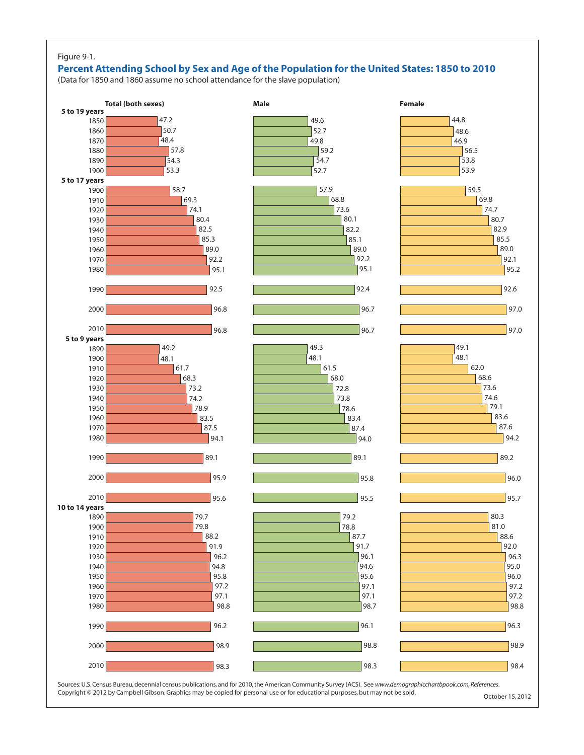Figure 9-1.

## Percent Attending School by Sex and Age of the Population for the United States: 1850 to 2010

(Data for 1850 and 1860 assume no school attendance for the slave population)

| Age / Year | Total (both sexes) | Male | Female |
|---|---|---|---|
| **5 to 19 years** | | | |
| 1850 | 47.2 | 49.6 | 44.8 |
| 1860 | 50.7 | 52.7 | 48.6 |
| 1870 | 48.4 | 49.8 | 46.9 |
| 1880 | 57.8 | 59.2 | 56.5 |
| 1890 | 54.3 | 54.7 | 53.8 |
| 1900 | 53.3 | 52.7 | 53.9 |
| **5 to 17 years** | | | |
| 1900 | 58.7 | 57.9 | 59.5 |
| 1910 | 69.3 | 68.8 | 69.8 |
| 1920 | 74.1 | 73.6 | 74.7 |
| 1930 | 80.4 | 80.1 | 80.7 |
| 1940 | 82.5 | 82.2 | 82.9 |
| 1950 | 85.3 | 85.1 | 85.5 |
| 1960 | 89.0 | 89.0 | 89.0 |
| 1970 | 92.2 | 92.2 | 92.1 |
| 1980 | 95.1 | 95.1 | 95.2 |
| 1990 | 92.5 | 92.4 | 92.6 |
| 2000 | 96.8 | 96.7 | 97.0 |
| 2010 | 96.8 | 96.7 | 97.0 |
| **5 to 9 years** | | | |
| 1890 | 49.2 | 49.3 | 49.1 |
| 1900 | 48.1 | 48.1 | 48.1 |
| 1910 | 61.7 | 61.5 | 62.0 |
| 1920 | 68.3 | 68.0 | 68.6 |
| 1930 | 73.2 | 72.8 | 73.6 |
| 1940 | 74.2 | 73.8 | 74.6 |
| 1950 | 78.9 | 78.6 | 79.1 |
| 1960 | 83.5 | 83.4 | 83.6 |
| 1970 | 87.5 | 87.4 | 87.6 |
| 1980 | 94.1 | 94.0 | 94.2 |
| 1990 | 89.1 | 89.1 | 89.2 |
| 2000 | 95.9 | 95.8 | 96.0 |
| 2010 | 95.6 | 95.5 | 95.7 |
| **10 to 14 years** | | | |
| 1890 | 79.7 | 79.2 | 80.3 |
| 1900 | 79.8 | 78.8 | 81.0 |
| 1910 | 88.2 | 87.7 | 88.6 |
| 1920 | 91.9 | 91.7 | 92.0 |
| 1930 | 96.2 | 96.1 | 96.3 |
| 1940 | 94.8 | 94.6 | 95.0 |
| 1950 | 95.8 | 95.6 | 96.0 |
| 1960 | 97.2 | 97.1 | 97.2 |
| 1970 | 97.1 | 97.1 | 97.2 |
| 1980 | 98.8 | 98.7 | 98.8 |
| 1990 | 96.2 | 96.1 | 96.3 |
| 2000 | 98.9 | 98.8 | 98.9 |
| 2010 | 98.3 | 98.3 | 98.4 |

Sources: U.S. Census Bureau, decennial census publications, and for 2010, the American Community Survey (ACS). See *www.demographicchartbook.com, References*.
Copyright © 2012 by Campbell Gibson. Graphics may be copied for personal use or for educational purposes, but may not be sold.

October 15, 2012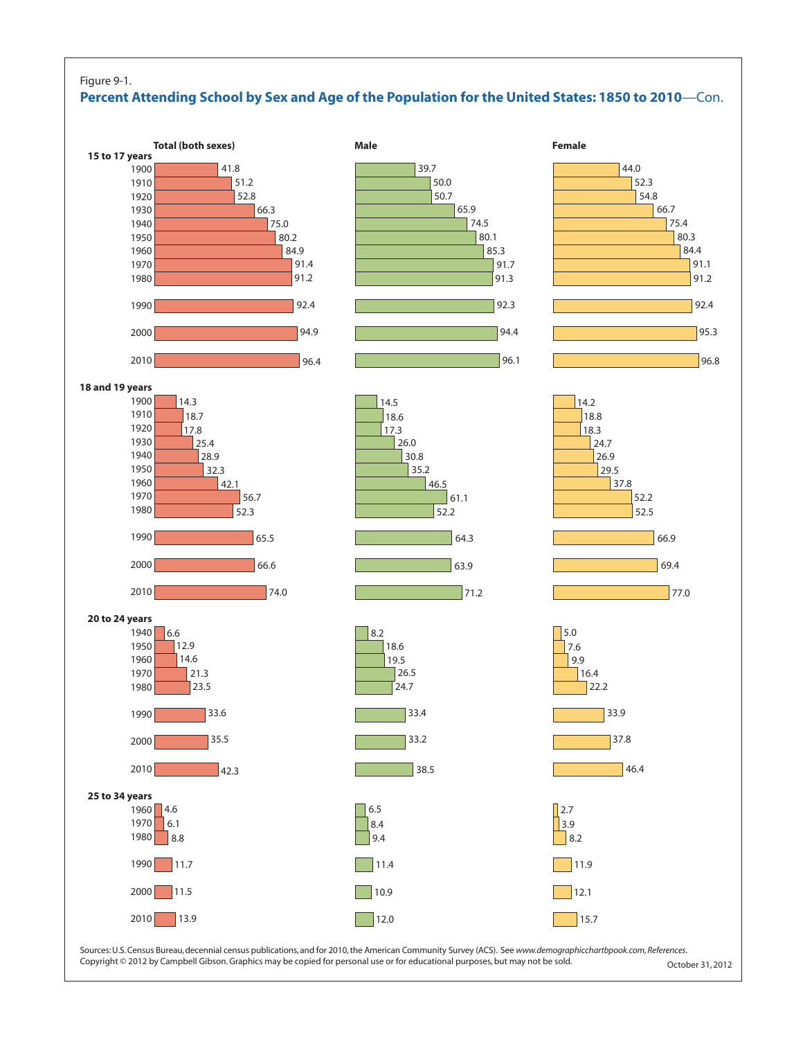Figure 9-1.

## Percent Attending School by Sex and Age of the Population for the United States: 1850 to 2010—Con.

| Age / Year | Total (both sexes) | Male | Female |
| --- | --- | --- | --- |
| **15 to 17 years** | | | |
| 1900 | 41.8 | 39.7 | 44.0 |
| 1910 | 51.2 | 50.0 | 52.3 |
| 1920 | 52.8 | 50.7 | 54.8 |
| 1930 | 66.3 | 65.9 | 66.7 |
| 1940 | 75.0 | 74.5 | 75.4 |
| 1950 | 80.2 | 80.1 | 80.3 |
| 1960 | 84.9 | 85.3 | 84.4 |
| 1970 | 91.4 | 91.7 | 91.1 |
| 1980 | 91.2 | 91.3 | 91.2 |
| 1990 | 92.4 | 92.3 | 92.4 |
| 2000 | 94.9 | 94.4 | 95.3 |
| 2010 | 96.4 | 96.1 | 96.8 |
| **18 and 19 years** | | | |
| 1900 | 14.3 | 14.5 | 14.2 |
| 1910 | 18.7 | 18.6 | 18.8 |
| 1920 | 17.8 | 17.3 | 18.3 |
| 1930 | 25.4 | 26.0 | 24.7 |
| 1940 | 28.9 | 30.8 | 26.9 |
| 1950 | 32.3 | 35.2 | 29.5 |
| 1960 | 42.1 | 46.5 | 37.8 |
| 1970 | 56.7 | 61.1 | 52.2 |
| 1980 | 52.3 | 52.2 | 52.5 |
| 1990 | 65.5 | 64.3 | 66.9 |
| 2000 | 66.6 | 63.9 | 69.4 |
| 2010 | 74.0 | 71.2 | 77.0 |
| **20 to 24 years** | | | |
| 1940 | 6.6 | 8.2 | 5.0 |
| 1950 | 12.9 | 18.6 | 7.6 |
| 1960 | 14.6 | 19.5 | 9.9 |
| 1970 | 21.3 | 26.5 | 16.4 |
| 1980 | 23.5 | 24.7 | 22.2 |
| 1990 | 33.6 | 33.4 | 33.9 |
| 2000 | 35.5 | 33.2 | 37.8 |
| 2010 | 42.3 | 38.5 | 46.4 |
| **25 to 34 years** | | | |
| 1960 | 4.6 | 6.5 | 2.7 |
| 1970 | 6.1 | 8.4 | 3.9 |
| 1980 | 8.8 | 9.4 | 8.2 |
| 1990 | 11.7 | 11.4 | 11.9 |
| 2000 | 11.5 | 10.9 | 12.1 |
| 2010 | 13.9 | 12.0 | 15.7 |

Sources: U.S. Census Bureau, decennial census publications, and for 2010, the American Community Survey (ACS). See *www.demographicchartbook.com, References*.
Copyright © 2012 by Campbell Gibson. Graphics may be copied for personal use or for educational purposes, but may not be sold.

October 31, 2012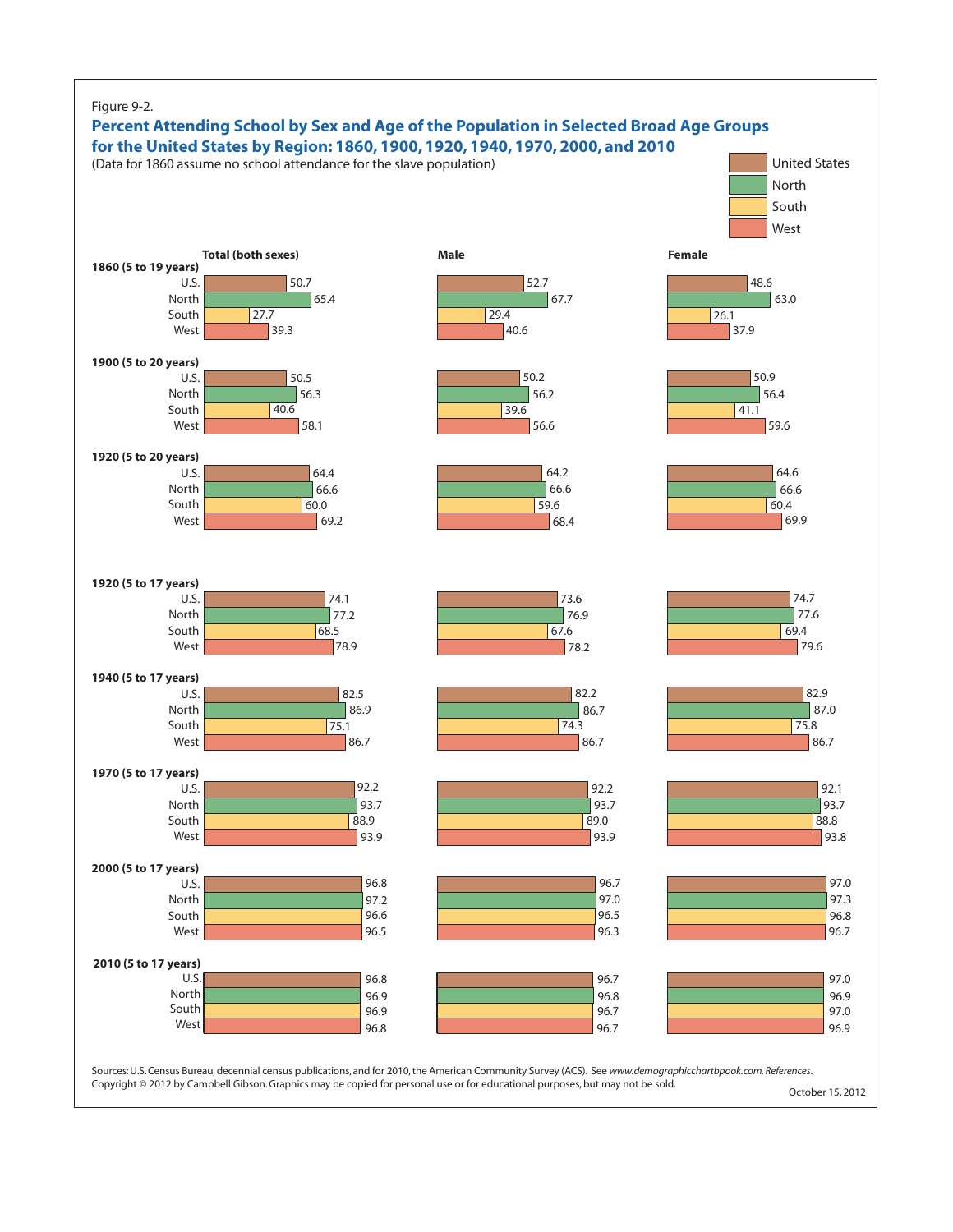Figure 9-2.

## Percent Attending School by Sex and Age of the Population in Selected Broad Age Groups for the United States by Region: 1860, 1900, 1920, 1940, 1970, 2000, and 2010

(Data for 1860 assume no school attendance for the slave population)

United States
North
South
West

Total (both sexes)
Male
Female

1860 (5 to 19 years)
U.S. 50.7 52.7 48.6
North 65.4 67.7 63.0
South 27.7 29.4 26.1
West 39.3 40.6 37.9

1900 (5 to 20 years)
U.S. 50.5 50.2 50.9
North 56.3 56.2 56.4
South 40.6 39.6 41.1
West 58.1 56.6 59.6

1920 (5 to 20 years)
U.S. 64.4 64.2 64.6
North 66.6 66.6 66.6
South 60.0 59.6 60.4
West 69.2 68.4 69.9

1920 (5 to 17 years)
U.S. 74.1 73.6 74.7
North 77.2 76.9 77.6
South 68.5 67.6 69.4
West 78.9 78.2 79.6

1940 (5 to 17 years)
U.S. 82.5 82.2 82.9
North 86.9 86.7 87.0
South 75.1 74.3 75.8
West 86.7 86.7 86.7

1970 (5 to 17 years)
U.S. 92.2 92.2 92.1
North 93.7 93.7 93.7
South 88.9 89.0 88.8
West 93.9 93.9 93.8

2000 (5 to 17 years)
U.S. 96.8 96.7 97.0
North 97.2 97.0 97.3
South 96.6 96.5 96.8
West 96.5 96.3 96.7

2010 (5 to 17 years)
U.S. 96.8 96.7 97.0
North 96.9 96.8 96.9
South 96.9 96.7 97.0
West 96.8 96.7 96.9

Sources: U.S. Census Bureau, decennial census publications, and for 2010, the American Community Survey (ACS). See *www.demographicchartbook.com, References*.
Copyright © 2012 by Campbell Gibson. Graphics may be copied for personal use or for educational purposes, but may not be sold.

October 15, 2012